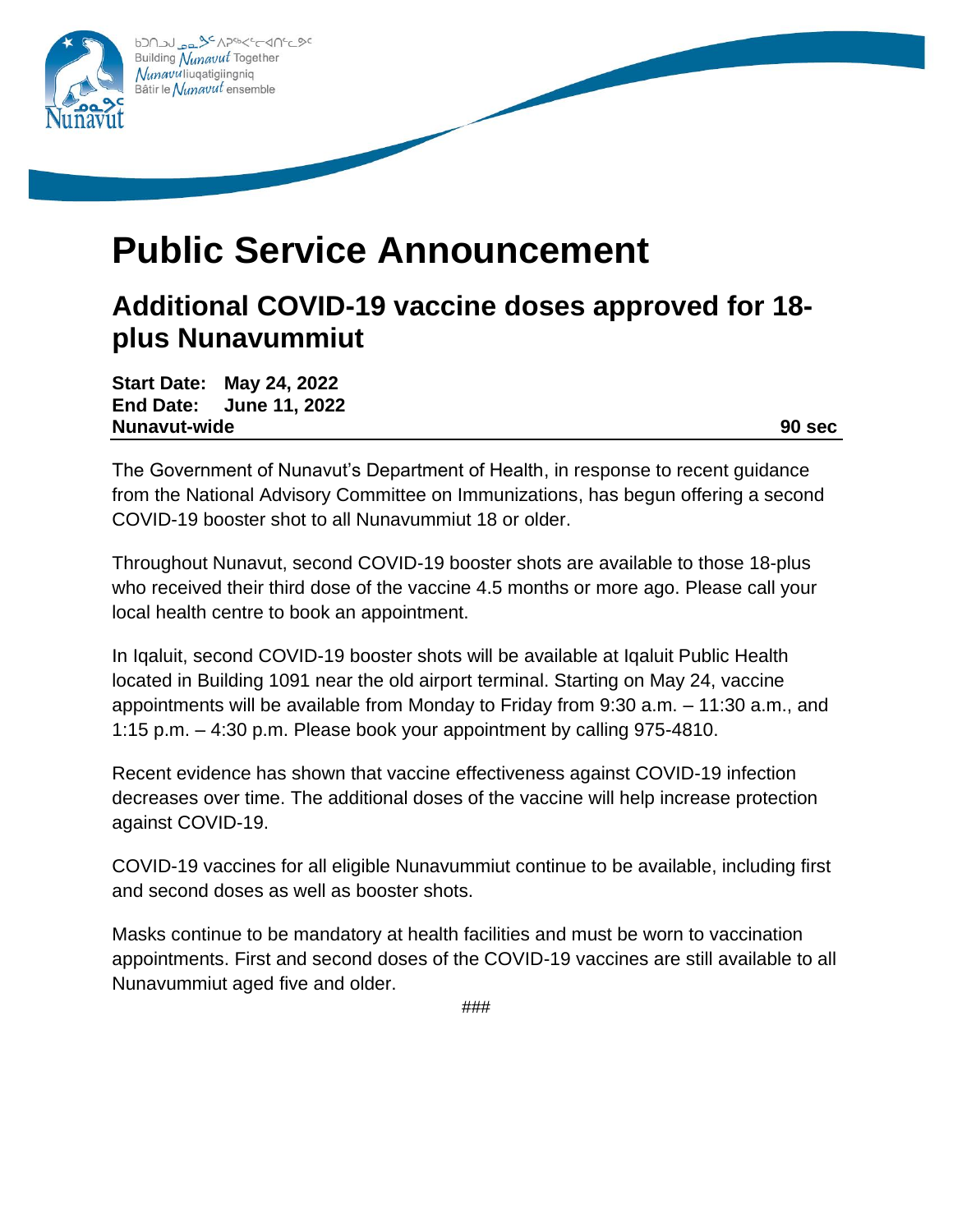# Public Service Announcement

## Additional COVID-19 vaccine doses approved for 18-plus Nunavummiut

**Start Date: May 24, 2022**
**End Date: June 11, 2022**
**Nunavut-wide** **90 sec**

The Government of Nunavut's Department of Health, in response to recent guidance from the National Advisory Committee on Immunizations, has begun offering a second COVID-19 booster shot to all Nunavummiut 18 or older.

Throughout Nunavut, second COVID-19 booster shots are available to those 18-plus who received their third dose of the vaccine 4.5 months or more ago. Please call your local health centre to book an appointment.

In Iqaluit, second COVID-19 booster shots will be available at Iqaluit Public Health located in Building 1091 near the old airport terminal. Starting on May 24, vaccine appointments will be available from Monday to Friday from 9:30 a.m. – 11:30 a.m., and 1:15 p.m. – 4:30 p.m. Please book your appointment by calling 975-4810.

Recent evidence has shown that vaccine effectiveness against COVID-19 infection decreases over time. The additional doses of the vaccine will help increase protection against COVID-19.

COVID-19 vaccines for all eligible Nunavummiut continue to be available, including first and second doses as well as booster shots.

Masks continue to be mandatory at health facilities and must be worn to vaccination appointments. First and second doses of the COVID-19 vaccines are still available to all Nunavummiut aged five and older.

###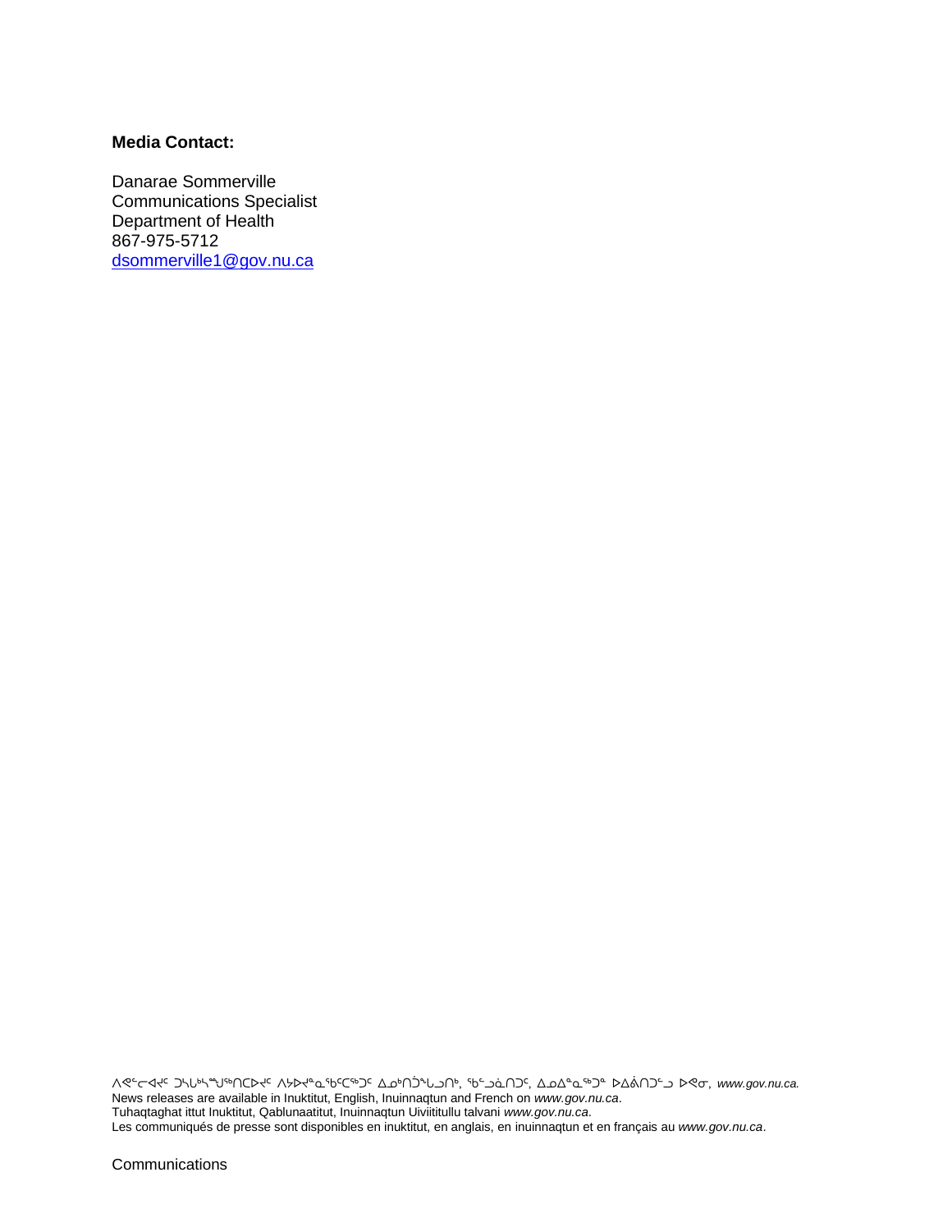**Media Contact:**

Danarae Sommerville
Communications Specialist
Department of Health
867-975-5712
dsommerville1@gov.nu.ca

ᐱᕙᓪᓕᐊᔪᑦ ᑐᓴᒐᒃᓴᙳᖅᑎᑕᐅᔪᑦ ᐱᔭᐅᔪᓐᓇᖅᑕᑦᑖᑦ ᐃᓄᒃᑎᑐᓐᙵᓗᑎᒃ, ᖃᓪᓗᓈᑎᑐᑦ, ᐃᓄᐃᓐᓇᖅᑐᓐ ᐅᐃᕖᑎᑐᓪᓗ ᐅᕙᓂ, *www.gov.nu.ca.*
News releases are available in Inuktitut, English, Inuinnaqtun and French on *www.gov.nu.ca*.
Tuhaqtaghat ittut Inuktitut, Qablunaatitut, Inuinnaqtun Uiviititullu talvani *www.gov.nu.ca*.
Les communiqués de presse sont disponibles en inuktitut, en anglais, en inuinnaqtun et en français au *www.gov.nu.ca*.

Communications